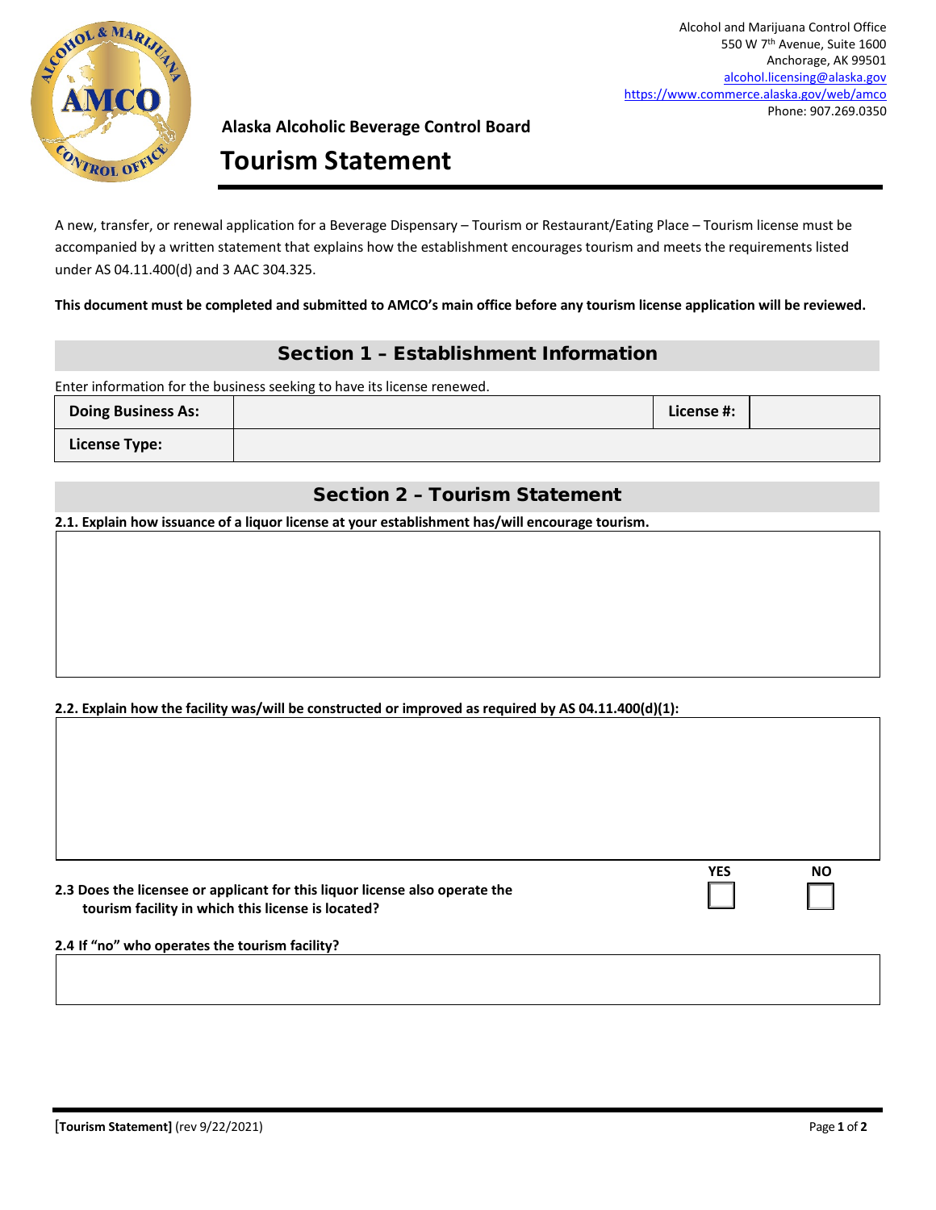Alcohol and Marijuana Control Office
550 W 7th Avenue, Suite 1600
Anchorage, AK 99501
alcohol.licensing@alaska.gov
https://www.commerce.alaska.gov/web/amco
Phone: 907.269.0350

**Alaska Alcoholic Beverage Control Board**

# Tourism Statement

A new, transfer, or renewal application for a Beverage Dispensary – Tourism or Restaurant/Eating Place – Tourism license must be accompanied by a written statement that explains how the establishment encourages tourism and meets the requirements listed under AS 04.11.400(d) and 3 AAC 304.325.

**This document must be completed and submitted to AMCO's main office before any tourism license application will be reviewed.**

## Section 1 – Establishment Information

Enter information for the business seeking to have its license renewed.

| **Doing Business As:** | | **License #:** | |
|---|---|---|---|
| **License Type:** | | | |

## Section 2 – Tourism Statement

**2.1. Explain how issuance of a liquor license at your establishment has/will encourage tourism.**

**2.2. Explain how the facility was/will be constructed or improved as required by AS 04.11.400(d)(1):**

| | YES | NO |
|---|---|---|
| **2.3 Does the licensee or applicant for this liquor license also operate the tourism facility in which this license is located?** | ☐ | ☐ |

**2.4 If "no" who operates the tourism facility?**

**[Tourism Statement]** (rev 9/22/2021)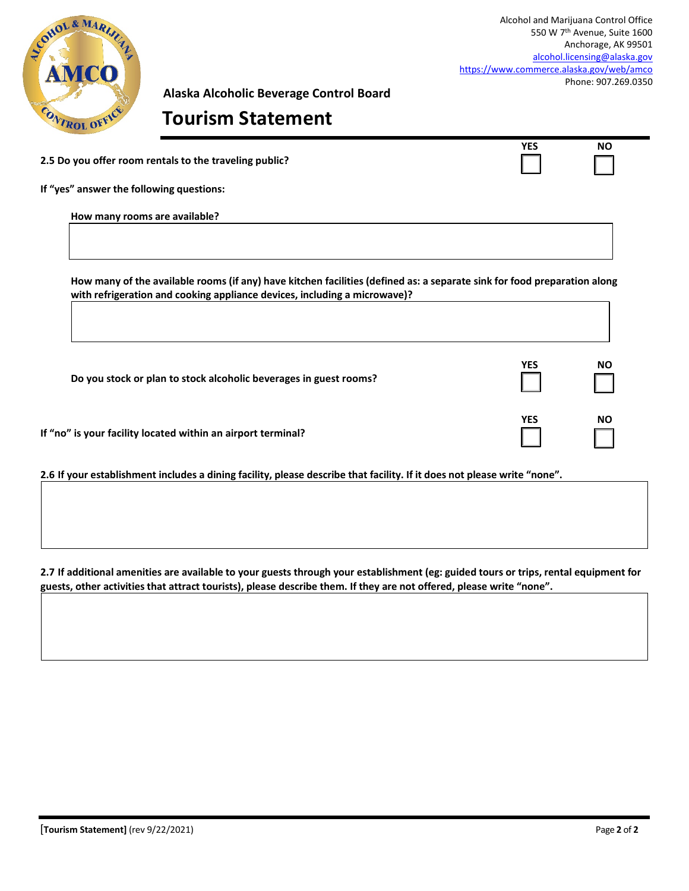Alcohol and Marijuana Control Office
550 W 7th Avenue, Suite 1600
Anchorage, AK 99501
alcohol.licensing@alaska.gov
https://www.commerce.alaska.gov/web/amco
Phone: 907.269.0350

**Alaska Alcoholic Beverage Control Board**

# Tourism Statement

**2.5 Do you offer room rentals to the traveling public?** YES ☐ NO ☐

**If "yes" answer the following questions:**

**How many rooms are available?**

**How many of the available rooms (if any) have kitchen facilities (defined as: a separate sink for food preparation along with refrigeration and cooking appliance devices, including a microwave)?**

**Do you stock or plan to stock alcoholic beverages in guest rooms?** YES ☐ NO ☐

**If "no" is your facility located within an airport terminal?** YES ☐ NO ☐

**2.6 If your establishment includes a dining facility, please describe that facility. If it does not please write "none".**

**2.7 If additional amenities are available to your guests through your establishment (eg: guided tours or trips, rental equipment for guests, other activities that attract tourists), please describe them. If they are not offered, please write "none".**

**[Tourism Statement]** (rev 9/22/2021)